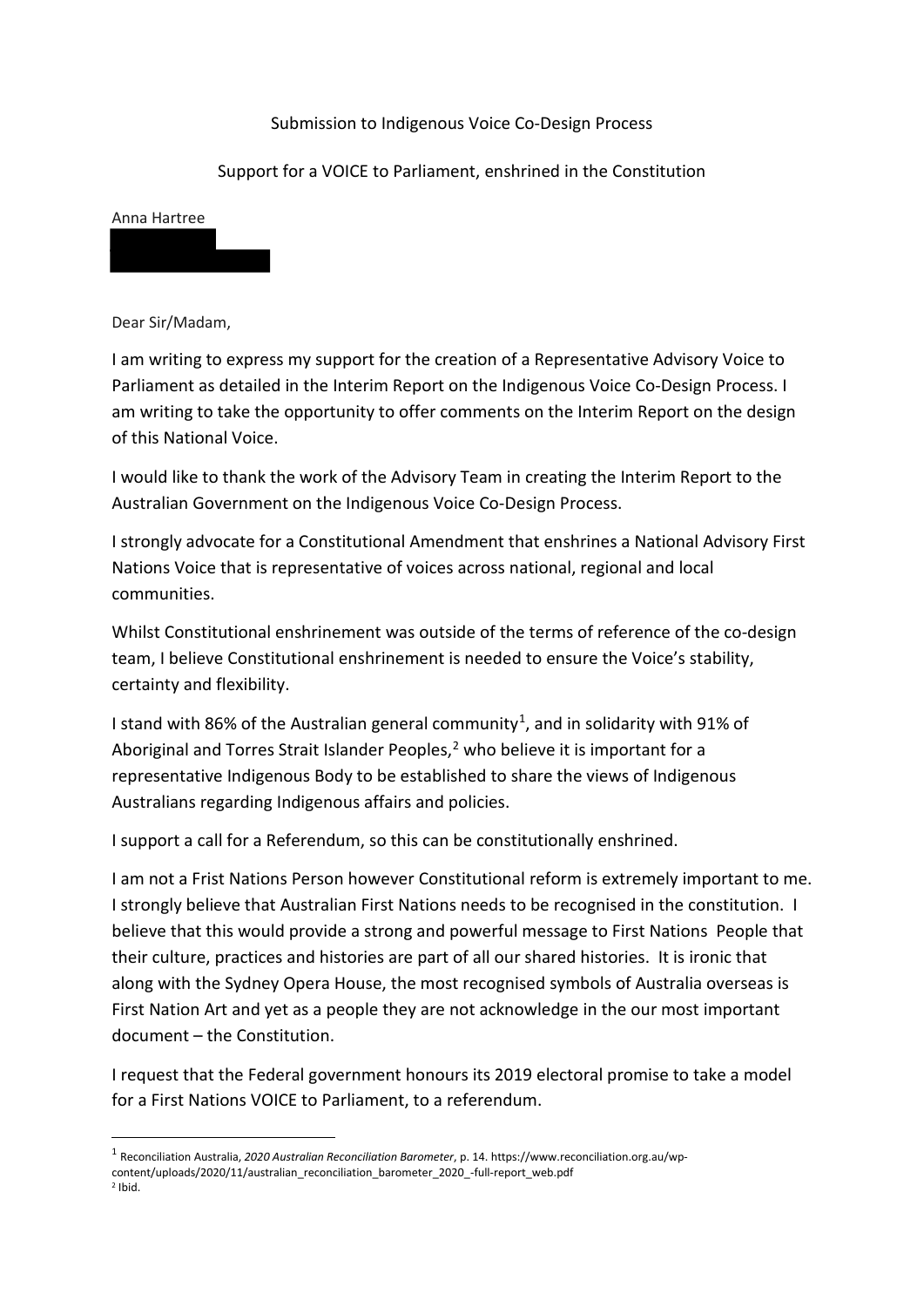Submission to Indigenous Voice Co-Design Process

Support for a VOICE to Parliament, enshrined in the Constitution

Anna Hartree

Dear Sir/Madam,

I am writing to express my support for the creation of a Representative Advisory Voice to Parliament as detailed in the Interim Report on the Indigenous Voice Co-Design Process. I am writing to take the opportunity to offer comments on the Interim Report on the design of this National Voice.

I would like to thank the work of the Advisory Team in creating the Interim Report to the Australian Government on the Indigenous Voice Co-Design Process.

I strongly advocate for a Constitutional Amendment that enshrines a National Advisory First Nations Voice that is representative of voices across national, regional and local communities.

Whilst Constitutional enshrinement was outside of the terms of reference of the co-design team, I believe Constitutional enshrinement is needed to ensure the Voice's stability, certainty and flexibility.

I stand with 86% of the Australian general community[1], and in solidarity with 91% of Aboriginal and Torres Strait Islander Peoples,[2] who believe it is important for a representative Indigenous Body to be established to share the views of Indigenous Australians regarding Indigenous affairs and policies.

I support a call for a Referendum, so this can be constitutionally enshrined.

I am not a First Nations Person however Constitutional reform is extremely important to me. I strongly believe that Australian First Nations needs to be recognised in the constitution. I believe that this would provide a strong and powerful message to First Nations People that their culture, practices and histories are part of all our shared histories. It is ironic that along with the Sydney Opera House, the most recognised symbols of Australia overseas is First Nation Art and yet as a people they are not acknowledge in the our most important document – the Constitution.

I request that the Federal government honours its 2019 electoral promise to take a model for a First Nations VOICE to Parliament, to a referendum.

---

[1] Reconciliation Australia, *2020 Australian Reconciliation Barometer*, p. 14. https://www.reconciliation.org.au/wp-content/uploads/2020/11/australian_reconciliation_barometer_2020_-full-report_web.pdf

[2] Ibid.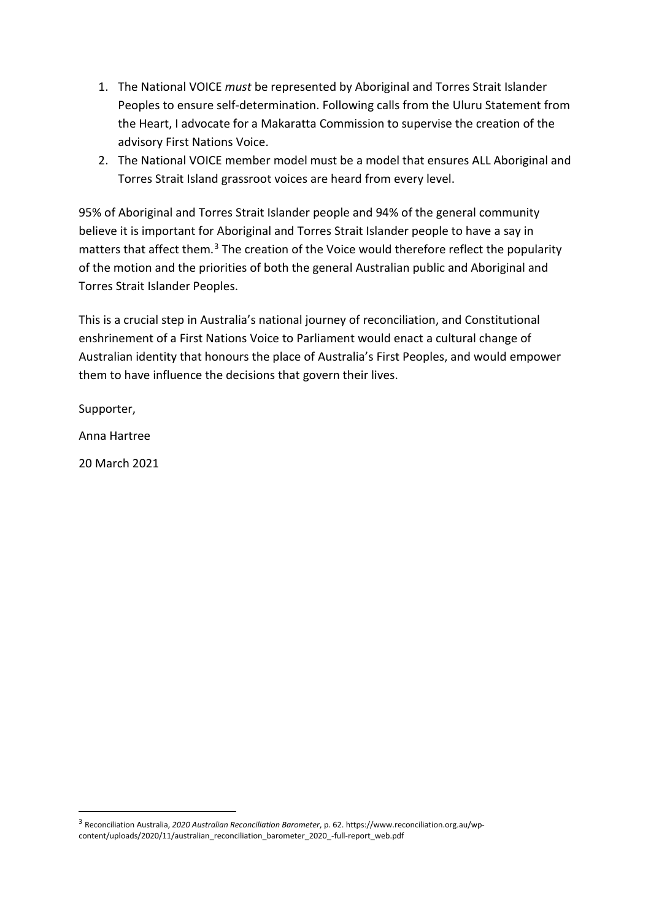1. The National VOICE *must* be represented by Aboriginal and Torres Strait Islander Peoples to ensure self-determination. Following calls from the Uluru Statement from the Heart, I advocate for a Makaratta Commission to supervise the creation of the advisory First Nations Voice.
2. The National VOICE member model must be a model that ensures ALL Aboriginal and Torres Strait Island grassroot voices are heard from every level.

95% of Aboriginal and Torres Strait Islander people and 94% of the general community believe it is important for Aboriginal and Torres Strait Islander people to have a say in matters that affect them.[3] The creation of the Voice would therefore reflect the popularity of the motion and the priorities of both the general Australian public and Aboriginal and Torres Strait Islander Peoples.

This is a crucial step in Australia's national journey of reconciliation, and Constitutional enshrinement of a First Nations Voice to Parliament would enact a cultural change of Australian identity that honours the place of Australia's First Peoples, and would empower them to have influence the decisions that govern their lives.

Supporter,

Anna Hartree

20 March 2021

---

[3] Reconciliation Australia, *2020 Australian Reconciliation Barometer*, p. 62. https://www.reconciliation.org.au/wp-content/uploads/2020/11/australian_reconciliation_barometer_2020_-full-report_web.pdf